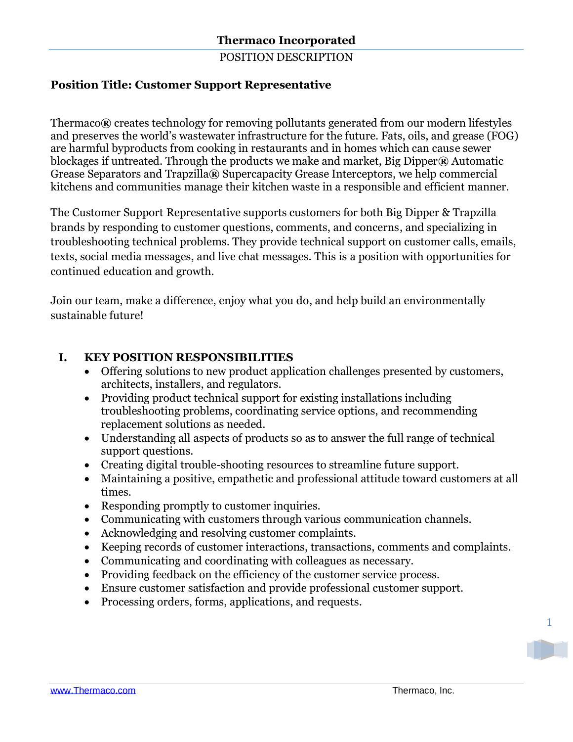# Thermaco Incorporated

POSITION DESCRIPTION

**Position Title: Customer Support Representative**

Thermaco® creates technology for removing pollutants generated from our modern lifestyles and preserves the world's wastewater infrastructure for the future. Fats, oils, and grease (FOG) are harmful byproducts from cooking in restaurants and in homes which can cause sewer blockages if untreated. Through the products we make and market, Big Dipper® Automatic Grease Separators and Trapzilla® Supercapacity Grease Interceptors, we help commercial kitchens and communities manage their kitchen waste in a responsible and efficient manner.

The Customer Support Representative supports customers for both Big Dipper & Trapzilla brands by responding to customer questions, comments, and concerns, and specializing in troubleshooting technical problems. They provide technical support on customer calls, emails, texts, social media messages, and live chat messages. This is a position with opportunities for continued education and growth.

Join our team, make a difference, enjoy what you do, and help build an environmentally sustainable future!

## I. KEY POSITION RESPONSIBILITIES

- Offering solutions to new product application challenges presented by customers, architects, installers, and regulators.
- Providing product technical support for existing installations including troubleshooting problems, coordinating service options, and recommending replacement solutions as needed.
- Understanding all aspects of products so as to answer the full range of technical support questions.
- Creating digital trouble-shooting resources to streamline future support.
- Maintaining a positive, empathetic and professional attitude toward customers at all times.
- Responding promptly to customer inquiries.
- Communicating with customers through various communication channels.
- Acknowledging and resolving customer complaints.
- Keeping records of customer interactions, transactions, comments and complaints.
- Communicating and coordinating with colleagues as necessary.
- Providing feedback on the efficiency of the customer service process.
- Ensure customer satisfaction and provide professional customer support.
- Processing orders, forms, applications, and requests.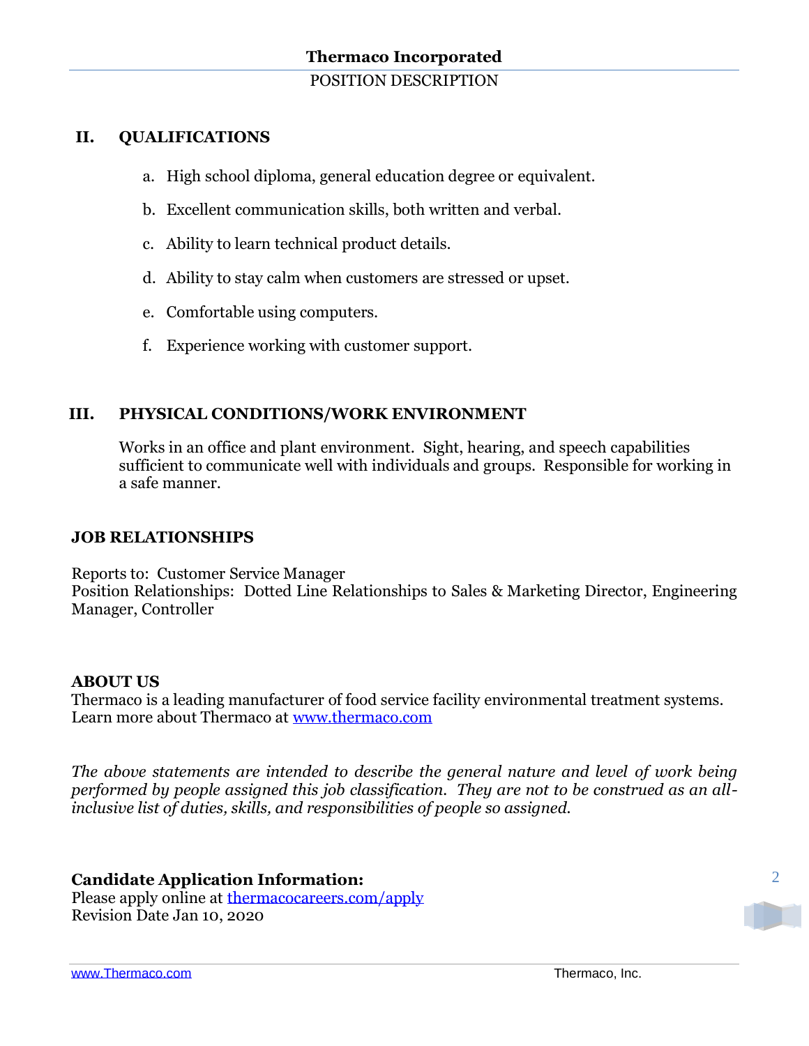## II. QUALIFICATIONS

a. High school diploma, general education degree or equivalent.

b. Excellent communication skills, both written and verbal.

c. Ability to learn technical product details.

d. Ability to stay calm when customers are stressed or upset.

e. Comfortable using computers.

f. Experience working with customer support.

## III. PHYSICAL CONDITIONS/WORK ENVIRONMENT

Works in an office and plant environment. Sight, hearing, and speech capabilities sufficient to communicate well with individuals and groups. Responsible for working in a safe manner.

## JOB RELATIONSHIPS

Reports to: Customer Service Manager
Position Relationships: Dotted Line Relationships to Sales & Marketing Director, Engineering Manager, Controller

## ABOUT US

Thermaco is a leading manufacturer of food service facility environmental treatment systems. Learn more about Thermaco at www.thermaco.com

*The above statements are intended to describe the general nature and level of work being performed by people assigned this job classification. They are not to be construed as an all-inclusive list of duties, skills, and responsibilities of people so assigned.*

**Candidate Application Information:**
Please apply online at thermacocareers.com/apply
Revision Date Jan 10, 2020